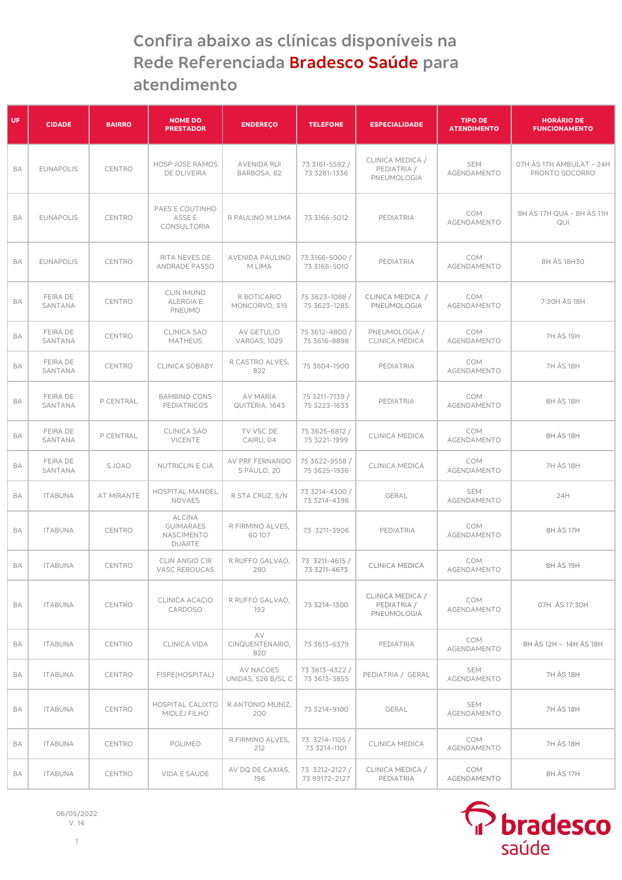## Confira abaixo as clínicas disponíveis na Rede Referenciada Bradesco Saúde para atendimento

| UF | CIDADE | BAIRRO | NOME DO PRESTADOR | ENDEREÇO | TELEFONE | ESPECIALIDADE | TIPO DE ATENDIMENTO | HORÁRIO DE FUNCIONAMENTO |
|---|---|---|---|---|---|---|---|---|
| BA | EUNAPOLIS | CENTRO | HOSP JOSE RAMOS DE OLIVEIRA | AVENIDA RUI BARBOSA, 62 | 73 3161-5592 / 73 3281-1336 | CLINICA MEDICA / PEDIATRIA / PNEUMOLOGIA | SEM AGENDAMENTO | 07H ÀS 17H AMBULAT - 24H PRONTO SOCORRO |
| BA | EUNAPOLIS | CENTRO | PAES E COUTINHO ASSE E CONSULTORIA | R PAULINO M LIMA | 73 3166-5012 | PEDIATRIA | COM AGENDAMENTO | 8H ÀS 17H QUA - 8H ÀS 11H QUI |
| BA | EUNAPOLIS | CENTRO | RITA NEVES DE ANDRADE PASSO | AVENIDA PAULINO M LIMA | 73 3166-5000 / 73 3166-5010 | PEDIATRIA | COM AGENDAMENTO | 8H ÀS 18H30 |
| BA | FEIRA DE SANTANA | CENTRO | CLIN IMUNO ALERGIA E PNEUMO | R BOTICARIO MONCORVO, 319 | 75 3623-1088 / 75 3623-1285 | CLINICA MEDICA / PNEUMOLOGIA | COM AGENDAMENTO | 7:30H ÀS 18H |
| BA | FEIRA DE SANTANA | CENTRO | CLINICA SAO MATHEUS | AV GETULIO VARGAS, 1029 | 75 3612-4800 / 75 3616-8898 | PNEUMOLOGIA / CLINICA MÉDICA | COM AGENDAMENTO | 7H ÀS 19H |
| BA | FEIRA DE SANTANA | CENTRO | CLINICA SOBABY | R CASTRO ALVES, 822 | 75 3604-1900 | PEDIATRIA | COM AGENDAMENTO | 7H ÀS 18H |
| BA | FEIRA DE SANTANA | P CENTRAL | BAMBINO CONS PEDIATRICOS | AV MARIA QUITERIA, 1643 | 75 3211-7139 / 75 3223-1633 | PEDIATRIA | COM AGENDAMENTO | 8H ÀS 18H |
| BA | FEIRA DE SANTANA | P CENTRAL | CLINICA SAO VICENTE | TV VSC DE CAIRU, 04 | 75 3625-6812 / 75 3221-1999 | CLINICA MEDICA | COM AGENDAMENTO | 8H ÀS 18H |
| BA | FEIRA DE SANTANA | S JOAO | NUTRICLIN E CIA | AV PRF FERNANDO S PAULO, 20 | 75 3622-9558 / 75 3625-1936 | CLINICA MEDICA | COM AGENDAMENTO | 7H ÀS 18H |
| BA | ITABUNA | AT MIRANTE | HOSPITAL MANOEL NOVAES | R STA CRUZ, S/N | 73 3214-4300 / 73 3214-4396 | GERAL | SEM AGENDAMENTO | 24H |
| BA | ITABUNA | CENTRO | ALCINA GUIMARAES NASCIMENTO DUARTE | R FIRMINO ALVES, 60 107 | 73 3211-3906 | PEDIATRIA | COM AGENDAMENTO | 8H ÀS 17H |
| BA | ITABUNA | CENTRO | CLIN ANGIO CIR VASC REBOUCAS | R RUFFO GALVAO, 280 | 73 3211-4615 / 73 3211-4673 | CLINICA MEDICA | COM AGENDAMENTO | 8H ÀS 19H |
| BA | ITABUNA | CENTRO | CLINICA ACACIO CARDOSO | R RUFFO GALVAO, 192 | 73 3214-1300 | CLINICA MEDICA / PEDIATRIA / PNEUMOLOGIA | COM AGENDAMENTO | 07H ÀS 17:30H |
| BA | ITABUNA | CENTRO | CLINICA VIDA | AV CINQUENTENARIO, 820 | 73 3613-6379 | PEDIATRIA | COM AGENDAMENTO | 8H ÀS 12H - 14H ÀS 18H |
| BA | ITABUNA | CENTRO | FISPE(HOSPITAL) | AV NACOES UNIDAS, 526 B/SL C | 73 3613-4322 / 73 3613-3855 | PEDIATRIA / GERAL | SEM AGENDAMENTO | 7H ÀS 18H |
| BA | ITABUNA | CENTRO | HOSPITAL CALIXTO MIDLEJ FILHO | R ANTONIO MUNIZ, 200 | 73 3214-9100 | GERAL | SEM AGENDAMENTO | 7H ÀS 18H |
| BA | ITABUNA | CENTRO | POLIMED | R FIRMINO ALVES, 212 | 73 3214-1105 / 73 3214-1101 | CLINICA MEDICA | COM AGENDAMENTO | 7H ÀS 18H |
| BA | ITABUNA | CENTRO | VIDA E SAUDE | AV DQ DE CAXIAS, 196 | 73 3212-2127 / 73 99172-2127 | CLINICA MEDICA / PEDIATRIA | COM AGENDAMENTO | 8H ÀS 17H |

06/05/2022
V. 14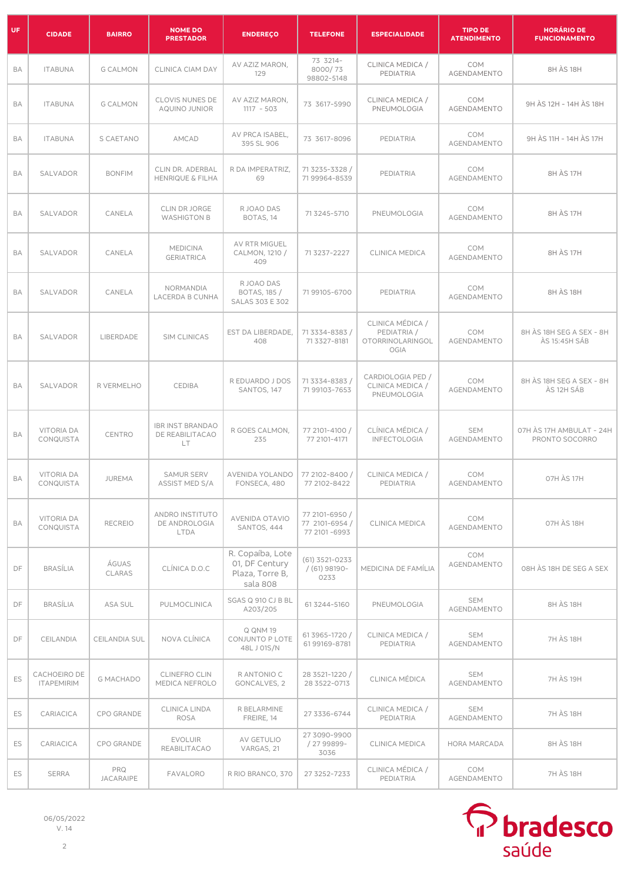| UF | CIDADE | BAIRRO | NOME DO PRESTADOR | ENDEREÇO | TELEFONE | ESPECIALIDADE | TIPO DE ATENDIMENTO | HORÁRIO DE FUNCIONAMENTO |
|---|---|---|---|---|---|---|---|---|
| BA | ITABUNA | G CALMON | CLINICA CIAM DAY | AV AZIZ MARON, 129 | 73 3214-8000/ 73 98802-5148 | CLINICA MEDICA / PEDIATRIA | COM AGENDAMENTO | 8H ÀS 18H |
| BA | ITABUNA | G CALMON | CLOVIS NUNES DE AQUINO JUNIOR | AV AZIZ MARON, 1117 - 503 | 73 3617-5990 | CLINICA MEDICA / PNEUMOLOGIA | COM AGENDAMENTO | 9H ÀS 12H - 14H ÀS 18H |
| BA | ITABUNA | S CAETANO | AMCAD | AV PRCA ISABEL, 395 SL 906 | 73 3617-8096 | PEDIATRIA | COM AGENDAMENTO | 9H ÀS 11H - 14H ÀS 17H |
| BA | SALVADOR | BONFIM | CLIN DR. ADERBAL HENRIQUE & FILHA | R DA IMPERATRIZ, 69 | 71 3235-3328 / 71 99964-8539 | PEDIATRIA | COM AGENDAMENTO | 8H ÀS 17H |
| BA | SALVADOR | CANELA | CLIN DR JORGE WASHIGTON B | R JOAO DAS BOTAS, 14 | 71 3245-5710 | PNEUMOLOGIA | COM AGENDAMENTO | 8H ÀS 17H |
| BA | SALVADOR | CANELA | MEDICINA GERIATRICA | AV RTR MIGUEL CALMON, 1210 / 409 | 71 3237-2227 | CLINICA MEDICA | COM AGENDAMENTO | 8H ÀS 17H |
| BA | SALVADOR | CANELA | NORMANDIA LACERDA B CUNHA | R JOAO DAS BOTAS, 185 / SALAS 303 E 302 | 71 99105-6700 | PEDIATRIA | COM AGENDAMENTO | 8H ÀS 18H |
| BA | SALVADOR | LIBERDADE | SIM CLINICAS | EST DA LIBERDADE, 408 | 71 3334-8383 / 71 3327-8181 | CLINICA MÉDICA / PEDIATRIA / OTORRINOLARINGOLOGIA | COM AGENDAMENTO | 8H ÀS 18H SEG A SEX - 8H ÀS 15:45H SÁB |
| BA | SALVADOR | R VERMELHO | CEDIBA | R EDUARDO J DOS SANTOS, 147 | 71 3334-8383 / 71 99103-7653 | CARDIOLOGIA PED / CLINICA MEDICA / PNEUMOLOGIA | COM AGENDAMENTO | 8H ÀS 18H SEG A SEX - 8H ÀS 12H SÁB |
| BA | VITORIA DA CONQUISTA | CENTRO | IBR INST BRANDAO DE REABILITACAO LT | R GOES CALMON, 235 | 77 2101-4100 / 77 2101-4171 | CLÍNICA MÉDICA / INFECTOLOGIA | SEM AGENDAMENTO | 07H ÀS 17H AMBULAT - 24H PRONTO SOCORRO |
| BA | VITORIA DA CONQUISTA | JUREMA | SAMUR SERV ASSIST MED S/A | AVENIDA YOLANDO FONSECA, 480 | 77 2102-8400 / 77 2102-8422 | CLINICA MEDICA / PEDIATRIA | COM AGENDAMENTO | 07H ÀS 17H |
| BA | VITORIA DA CONQUISTA | RECREIO | ANDRO INSTITUTO DE ANDROLOGIA LTDA | AVENIDA OTAVIO SANTOS, 444 | 77 2101-6950 / 77 2101-6954 / 77 2101 -6993 | CLINICA MEDICA | COM AGENDAMENTO | 07H ÀS 18H |
| DF | BRASÍLIA | ÁGUAS CLARAS | CLÍNICA D.O.C | R. Copaíba, Lote 01, DF Century Plaza, Torre B, sala 808 | (61) 3521-0233 / (61) 98190-0233 | MEDICINA DE FAMÍLIA | COM AGENDAMENTO | 08H ÀS 18H DE SEG A SEX |
| DF | BRASÍLIA | ASA SUL | PULMOCLINICA | SGAS Q 910 CJ B BL A203/205 | 61 3244-5160 | PNEUMOLOGIA | SEM AGENDAMENTO | 8H ÀS 18H |
| DF | CEILANDIA | CEILANDIA SUL | NOVA CLÍNICA | Q QNM 19 CONJUNTO P LOTE 48L J 01S/N | 61 3965-1720 / 61 99169-8781 | CLINICA MEDICA / PEDIATRIA | SEM AGENDAMENTO | 7H ÀS 18H |
| ES | CACHOEIRO DE ITAPEMIRIM | G MACHADO | CLINEFRO CLIN MEDICA NEFROLO | R ANTONIO C GONCALVES, 2 | 28 3521-1220 / 28 3522-0713 | CLINICA MÉDICA | SEM AGENDAMENTO | 7H ÀS 19H |
| ES | CARIACICA | CPO GRANDE | CLINICA LINDA ROSA | R BELARMINE FREIRE, 14 | 27 3336-6744 | CLINICA MEDICA / PEDIATRIA | SEM AGENDAMENTO | 7H ÀS 18H |
| ES | CARIACICA | CPO GRANDE | EVOLUIR REABILITACAO | AV GETULIO VARGAS, 21 | 27 3090-9900 / 27 99899-3036 | CLINICA MEDICA | HORA MARCADA | 8H ÀS 18H |
| ES | SERRA | PRQ JACARAIPE | FAVALORO | R RIO BRANCO, 370 | 27 3252-7233 | CLINICA MÉDICA / PEDIATRIA | COM AGENDAMENTO | 7H ÀS 18H |

06/05/2022
V. 14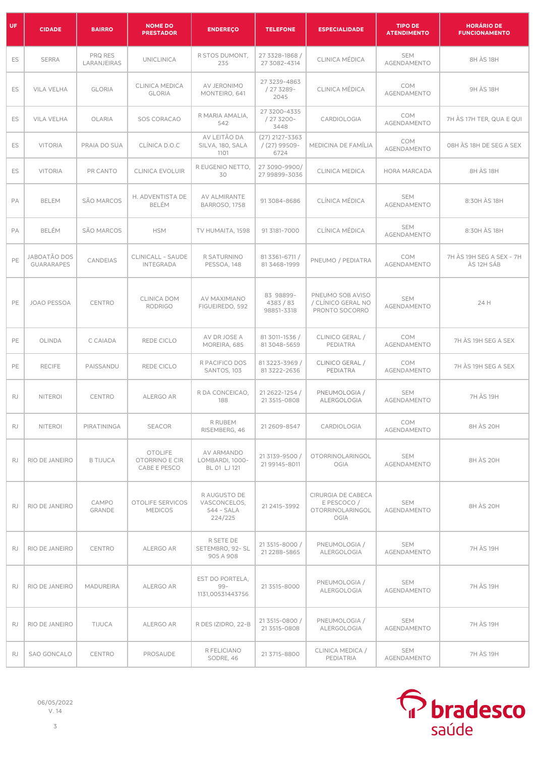| UF | CIDADE | BAIRRO | NOME DO PRESTADOR | ENDEREÇO | TELEFONE | ESPECIALIDADE | TIPO DE ATENDIMENTO | HORÁRIO DE FUNCIONAMENTO |
|---|---|---|---|---|---|---|---|---|
| ES | SERRA | PRQ RES LARANJEIRAS | UNICLINICA | R STOS DUMONT, 235 | 27 3328-1868 / 27 3082-4314 | CLINICA MÉDICA | SEM AGENDAMENTO | 8H ÀS 18H |
| ES | VILA VELHA | GLORIA | CLINICA MEDICA GLORIA | AV JERONIMO MONTEIRO, 641 | 27 3239-4863 / 27 3289-2045 | CLINICA MÉDICA | COM AGENDAMENTO | 9H ÀS 18H |
| ES | VILA VELHA | OLARIA | SOS CORACAO | R MARIA AMALIA, 542 | 27 3200-4335 / 27 3200-3448 | CARDIOLOGIA | COM AGENDAMENTO | 7H ÀS 17H TER, QUA E QUI |
| ES | VITORIA | PRAIA DO SUA | CLÍNICA D.O.C | AV LEITÃO DA SILVA, 180, SALA 1101 | (27) 2127-3363 / (27) 99509-6724 | MEDICINA DE FAMÍLIA | COM AGENDAMENTO | 08H ÀS 18H DE SEG A SEX |
| ES | VITORIA | PR CANTO | CLINICA EVOLUIR | R EUGENIO NETTO, 30 | 27 3090-9900/ 27 99899-3036 | CLINICA MEDICA | HORA MARCADA | 8H ÀS 18H |
| PA | BELEM | SÃO MARCOS | H. ADVENTISTA DE BELÉM | AV ALMIRANTE BARROSO, 1758 | 91 3084-8686 | CLÍNICA MÉDICA | SEM AGENDAMENTO | 8:30H ÀS 18H |
| PA | BELÉM | SÃO MARCOS | HSM | TV HUMAITA, 1598 | 91 3181-7000 | CLÍNICA MÉDICA | SEM AGENDAMENTO | 8:30H ÀS 18H |
| PE | JABOATÃO DOS GUARARAPES | CANDEIAS | CLINICALL - SAUDE INTEGRADA | R SATURNINO PESSOA, 148 | 81 3361-6711 / 81 3468-1999 | PNEUMO / PEDIATRA | COM AGENDAMENTO | 7H ÀS 19H SEG A SEX - 7H ÀS 12H SÁB |
| PE | JOAO PESSOA | CENTRO | CLINICA DOM RODRIGO | AV MAXIMIANO FIGUEIREDO, 592 | 83 98899-4383 / 83 98851-3318 | PNEUMO SOB AVISO / CLÍNICO GERAL NO PRONTO SOCORRO | SEM AGENDAMENTO | 24 H |
| PE | OLINDA | C CAIADA | REDE CICLO | AV DR JOSE A MOREIRA, 685 | 81 3011-1536 / 81 3048-5659 | CLINICO GERAL / PEDIATRA | COM AGENDAMENTO | 7H ÀS 19H SEG A SEX |
| PE | RECIFE | PAISSANDU | REDE CICLO | R PACIFICO DOS SANTOS, 103 | 81 3223-3969 / 81 3222-2636 | CLINICO GERAL / PEDIATRA | COM AGENDAMENTO | 7H ÀS 19H SEG A SEX |
| RJ | NITEROI | CENTRO | ALERGO AR | R DA CONCEICAO, 188 | 21 2622-1254 / 21 3515-0808 | PNEUMOLOGIA / ALERGOLOGIA | SEM AGENDAMENTO | 7H ÀS 19H |
| RJ | NITEROI | PIRATININGA | SEACOR | R RUBEM RISEMBERG, 46 | 21 2609-8547 | CARDIOLOGIA | COM AGENDAMENTO | 8H ÀS 20H |
| RJ | RIO DE JANEIRO | B TIJUCA | OTOLIFE OTORRINO E CIR CABE E PESCO | AV ARMANDO LOMBARDI, 1000- BL 01 LJ 121 | 21 3139-9500 / 21 99145-8011 | OTORRINOLARINGOLOGIA | SEM AGENDAMENTO | 8H ÀS 20H |
| RJ | RIO DE JANEIRO | CAMPO GRANDE | OTOLIFE SERVICOS MEDICOS | R AUGUSTO DE VASCONCELOS, 544 - SALA 224/225 | 21 2415-3992 | CIRURGIA DE CABECA E PESCOCO / OTORRINOLARINGOLOGIA | SEM AGENDAMENTO | 8H ÀS 20H |
| RJ | RIO DE JANEIRO | CENTRO | ALERGO AR | R SETE DE SETEMBRO, 92- SL 905 A 908 | 21 3515-8000 / 21 2288-5865 | PNEUMOLOGIA / ALERGOLOGIA | SEM AGENDAMENTO | 7H ÀS 19H |
| RJ | RIO DE JANEIRO | MADUREIRA | ALERGO AR | EST DO PORTELA, 99- 1131,00531443756 | 21 3515-8000 | PNEUMOLOGIA / ALERGOLOGIA | SEM AGENDAMENTO | 7H ÀS 19H |
| RJ | RIO DE JANEIRO | TIJUCA | ALERGO AR | R DES IZIDRO, 22-B | 21 3515-0800 / 21 3515-0808 | PNEUMOLOGIA / ALERGOLOGIA | SEM AGENDAMENTO | 7H ÀS 19H |
| RJ | SAO GONCALO | CENTRO | PROSAUDE | R FELICIANO SODRE, 46 | 21 3715-8800 | CLINICA MEDICA / PEDIATRIA | SEM AGENDAMENTO | 7H ÀS 19H |

06/05/2022
V. 14

bradesco saúde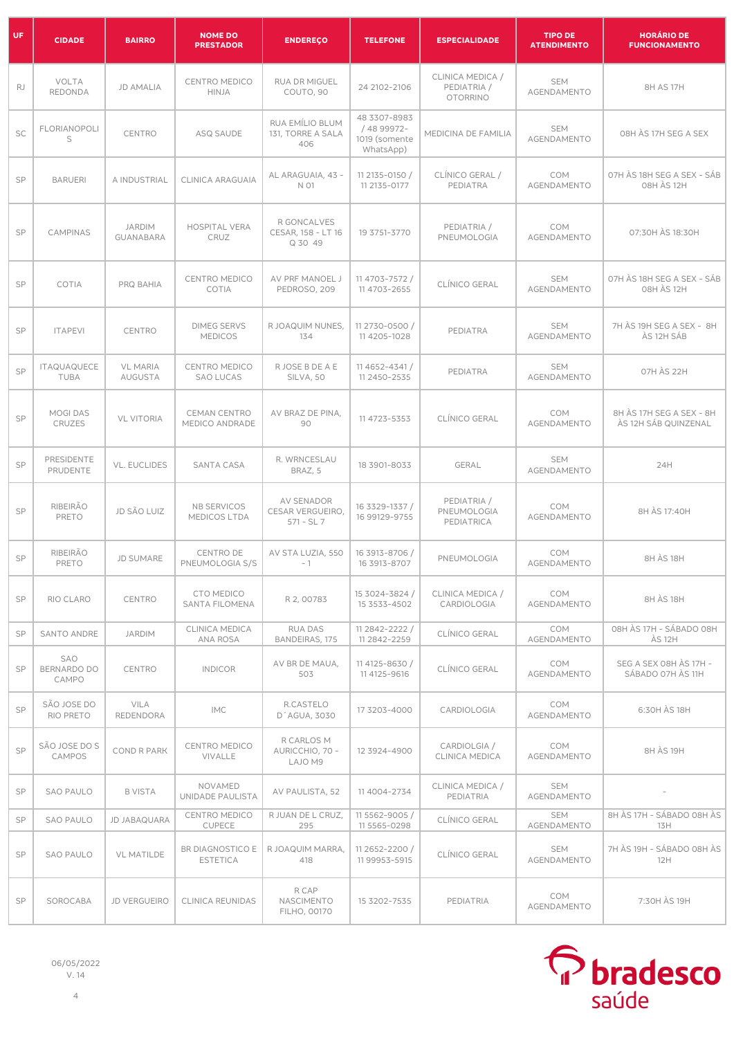| UF | CIDADE | BAIRRO | NOME DO PRESTADOR | ENDEREÇO | TELEFONE | ESPECIALIDADE | TIPO DE ATENDIMENTO | HORÁRIO DE FUNCIONAMENTO |
|---|---|---|---|---|---|---|---|---|
| RJ | VOLTA REDONDA | JD AMALIA | CENTRO MEDICO HINJA | RUA DR MIGUEL COUTO, 90 | 24 2102-2106 | CLINICA MEDICA / PEDIATRIA / OTORRINO | SEM AGENDAMENTO | 8H AS 17H |
| SC | FLORIANOPOLIS | CENTRO | ASQ SAUDE | RUA EMÍLIO BLUM 131, TORRE A SALA 406 | 48 3307-8983 / 48 99972-1019 (somente WhatsApp) | MEDICINA DE FAMILIA | SEM AGENDAMENTO | 08H ÀS 17H SEG A SEX |
| SP | BARUERI | A INDUSTRIAL | CLINICA ARAGUAIA | AL ARAGUAIA, 43 - N 01 | 11 2135-0150 / 11 2135-0177 | CLÍNICO GERAL / PEDIATRA | COM AGENDAMENTO | 07H ÀS 18H SEG A SEX - SÁB 08H ÀS 12H |
| SP | CAMPINAS | JARDIM GUANABARA | HOSPITAL VERA CRUZ | R GONCALVES CESAR, 158 - LT 16 Q 30 49 | 19 3751-3770 | PEDIATRIA / PNEUMOLOGIA | COM AGENDAMENTO | 07:30H ÀS 18:30H |
| SP | COTIA | PRQ BAHIA | CENTRO MEDICO COTIA | AV PRF MANOEL J PEDROSO, 209 | 11 4703-7572 / 11 4703-2655 | CLÍNICO GERAL | SEM AGENDAMENTO | 07H ÀS 18H SEG A SEX - SÁB 08H ÀS 12H |
| SP | ITAPEVI | CENTRO | DIMEG SERVS MEDICOS | R JOAQUIM NUNES, 134 | 11 2730-0500 / 11 4205-1028 | PEDIATRA | SEM AGENDAMENTO | 7H ÀS 19H SEG A SEX - 8H ÀS 12H SÁB |
| SP | ITAQUAQUECETUBA | VL MARIA AUGUSTA | CENTRO MEDICO SAO LUCAS | R JOSE B DE A E SILVA, 50 | 11 4652-4341 / 11 2450-2535 | PEDIATRA | SEM AGENDAMENTO | 07H ÀS 22H |
| SP | MOGI DAS CRUZES | VL VITORIA | CEMAN CENTRO MEDICO ANDRADE | AV BRAZ DE PINA, 90 | 11 4723-5353 | CLÍNICO GERAL | COM AGENDAMENTO | 8H ÀS 17H SEG A SEX - 8H ÀS 12H SÁB QUINZENAL |
| SP | PRESIDENTE PRUDENTE | VL. EUCLIDES | SANTA CASA | R. WRNCESLAU BRAZ, 5 | 18 3901-8033 | GERAL | SEM AGENDAMENTO | 24H |
| SP | RIBEIRÃO PRETO | JD SÃO LUIZ | NB SERVICOS MEDICOS LTDA | AV SENADOR CESAR VERGUEIRO, 571 - SL 7 | 16 3329-1337 / 16 99129-9755 | PEDIATRIA / PNEUMOLOGIA PEDIATRICA | COM AGENDAMENTO | 8H ÀS 17:40H |
| SP | RIBEIRÃO PRETO | JD SUMARE | CENTRO DE PNEUMOLOGIA S/S | AV STA LUZIA, 550 - 1 | 16 3913-8706 / 16 3913-8707 | PNEUMOLOGIA | COM AGENDAMENTO | 8H ÀS 18H |
| SP | RIO CLARO | CENTRO | CTO MEDICO SANTA FILOMENA | R 2, 00783 | 15 3024-3824 / 15 3533-4502 | CLINICA MEDICA / CARDIOLOGIA | COM AGENDAMENTO | 8H ÀS 18H |
| SP | SANTO ANDRE | JARDIM | CLINICA MEDICA ANA ROSA | RUA DAS BANDEIRAS, 175 | 11 2842-2222 / 11 2842-2259 | CLÍNICO GERAL | COM AGENDAMENTO | 08H ÀS 17H - SÁBADO 08H ÀS 12H |
| SP | SAO BERNARDO DO CAMPO | CENTRO | INDICOR | AV BR DE MAUA, 503 | 11 4125-8630 / 11 4125-9616 | CLÍNICO GERAL | COM AGENDAMENTO | SEG A SEX 08H ÀS 17H - SÁBADO 07H ÀS 11H |
| SP | SÃO JOSE DO RIO PRETO | VILA REDENDORA | IMC | R.CASTELO D´AGUA, 3030 | 17 3203-4000 | CARDIOLOGIA | COM AGENDAMENTO | 6:30H ÀS 18H |
| SP | SÃO JOSE DO S CAMPOS | COND R PARK | CENTRO MEDICO VIVALLE | R CARLOS M AURICCHIO, 70 - LAJO M9 | 12 3924-4900 | CARDIOLGIA / CLINICA MEDICA | COM AGENDAMENTO | 8H ÀS 19H |
| SP | SAO PAULO | B VISTA | NOVAMED UNIDADE PAULISTA | AV PAULISTA, 52 | 11 4004-2734 | CLINICA MEDICA / PEDIATRIA | SEM AGENDAMENTO | - |
| SP | SAO PAULO | JD JABAQUARA | CENTRO MEDICO CUPECE | R JUAN DE L CRUZ, 295 | 11 5562-9005 / 11 5565-0298 | CLÍNICO GERAL | SEM AGENDAMENTO | 8H ÀS 17H - SÁBADO 08H ÀS 13H |
| SP | SAO PAULO | VL MATILDE | BR DIAGNOSTICO E ESTETICA | R JOAQUIM MARRA, 418 | 11 2652-2200 / 11 99953-5915 | CLÍNICO GERAL | SEM AGENDAMENTO | 7H ÀS 19H - SÁBADO 08H ÀS 12H |
| SP | SOROCABA | JD VERGUEIRO | CLINICA REUNIDAS | R CAP NASCIMENTO FILHO, 00170 | 15 3202-7535 | PEDIATRIA | COM AGENDAMENTO | 7:30H ÀS 19H |

06/05/2022
V. 14

bradesco saúde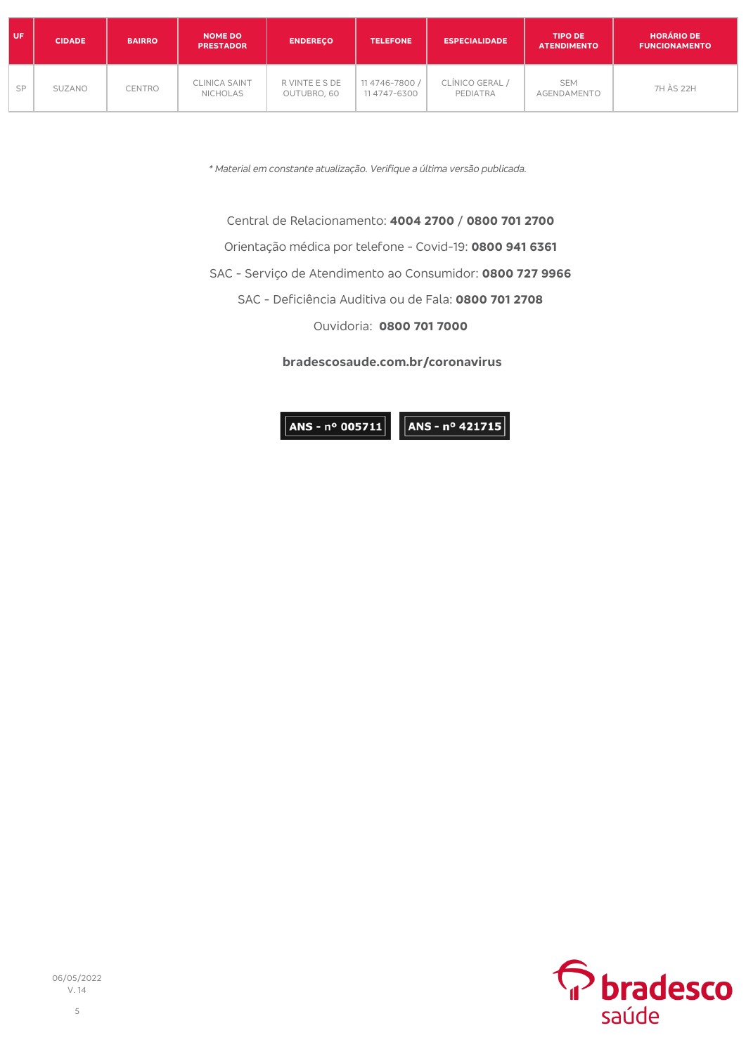| UF | CIDADE | BAIRRO | NOME DO PRESTADOR | ENDEREÇO | TELEFONE | ESPECIALIDADE | TIPO DE ATENDIMENTO | HORÁRIO DE FUNCIONAMENTO |
|---|---|---|---|---|---|---|---|---|
| SP | SUZANO | CENTRO | CLINICA SAINT NICHOLAS | R VINTE E S DE OUTUBRO, 60 | 11 4746-7800 / 11 4747-6300 | CLÍNICO GERAL / PEDIATRA | SEM AGENDAMENTO | 7H ÀS 22H |

*\* Material em constante atualização. Verifique a última versão publicada.*

Central de Relacionamento: **4004 2700** / **0800 701 2700**

Orientação médica por telefone - Covid-19: **0800 941 6361**

SAC - Serviço de Atendimento ao Consumidor: **0800 727 9966**

SAC - Deficiência Auditiva ou de Fala: **0800 701 2708**

Ouvidoria: **0800 701 7000**

**bradescosaude.com.br/coronavirus**

**ANS - nº 005711** **ANS - nº 421715**

06/05/2022
V. 14

bradesco saúde